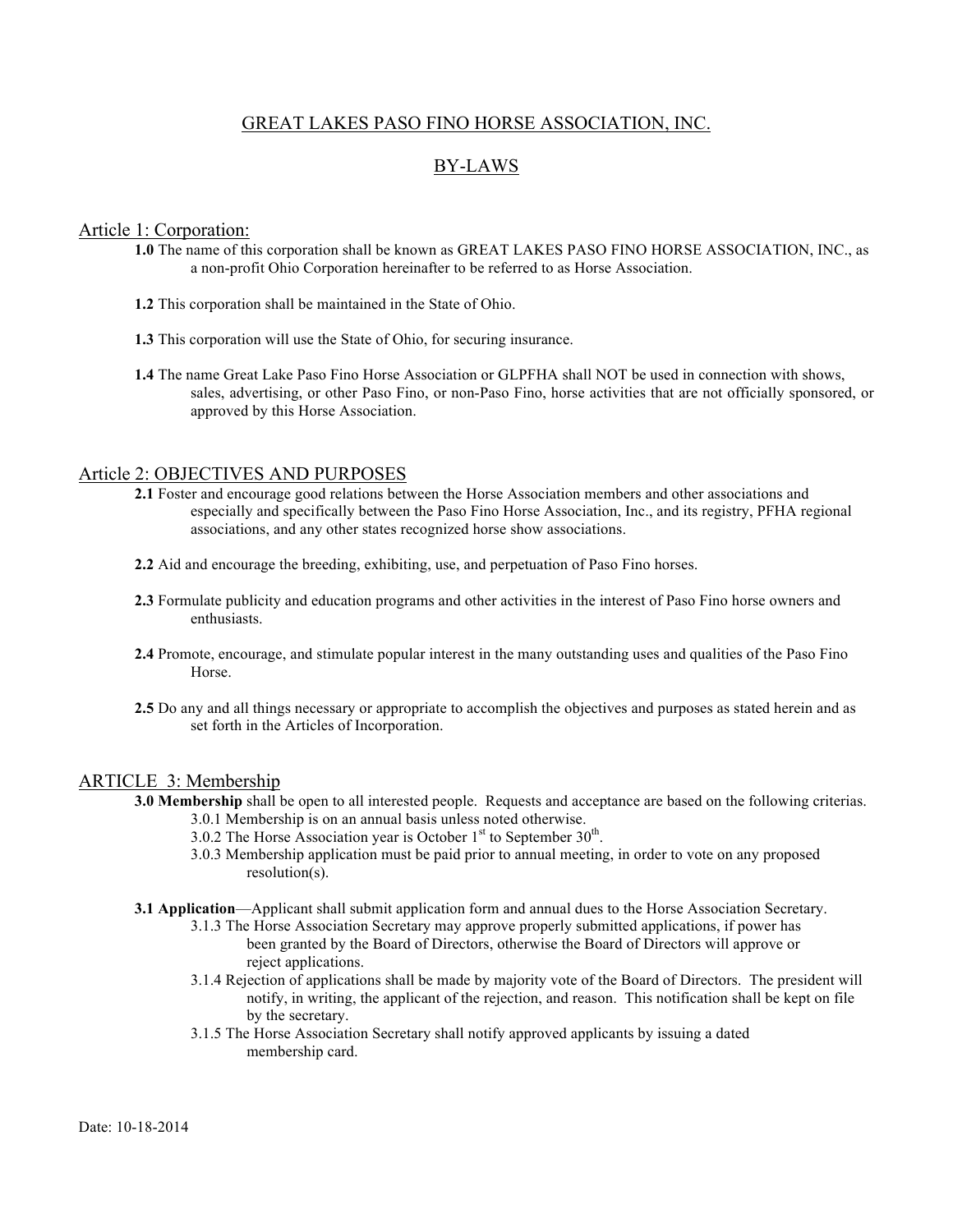# GREAT LAKES PASO FINO HORSE ASSOCIATION, INC.

## BY-LAWS

## Article 1: Corporation:

**1.0** The name of this corporation shall be known as GREAT LAKES PASO FINO HORSE ASSOCIATION, INC., as a non-profit Ohio Corporation hereinafter to be referred to as Horse Association.

**1.2** This corporation shall be maintained in the State of Ohio.

**1.3** This corporation will use the State of Ohio, for securing insurance.

**1.4** The name Great Lake Paso Fino Horse Association or GLPFHA shall NOT be used in connection with shows, sales, advertising, or other Paso Fino, or non-Paso Fino, horse activities that are not officially sponsored, or approved by this Horse Association.

## Article 2: OBJECTIVES AND PURPOSES

**2.1** Foster and encourage good relations between the Horse Association members and other associations and especially and specifically between the Paso Fino Horse Association, Inc., and its registry, PFHA regional associations, and any other states recognized horse show associations.

**2.2** Aid and encourage the breeding, exhibiting, use, and perpetuation of Paso Fino horses.

**2.3** Formulate publicity and education programs and other activities in the interest of Paso Fino horse owners and enthusiasts.

**2.4** Promote, encourage, and stimulate popular interest in the many outstanding uses and qualities of the Paso Fino Horse.

**2.5** Do any and all things necessary or appropriate to accomplish the objectives and purposes as stated herein and as set forth in the Articles of Incorporation.

## ARTICLE 3: Membership

**3.0 Membership** shall be open to all interested people. Requests and acceptance are based on the following criterias.

3.0.1 Membership is on an annual basis unless noted otherwise.

3.0.2 The Horse Association year is October 1st to September 30th.

3.0.3 Membership application must be paid prior to annual meeting, in order to vote on any proposed resolution(s).

**3.1 Application**—Applicant shall submit application form and annual dues to the Horse Association Secretary.

3.1.3 The Horse Association Secretary may approve properly submitted applications, if power has been granted by the Board of Directors, otherwise the Board of Directors will approve or reject applications.

3.1.4 Rejection of applications shall be made by majority vote of the Board of Directors. The president will notify, in writing, the applicant of the rejection, and reason. This notification shall be kept on file by the secretary.

3.1.5 The Horse Association Secretary shall notify approved applicants by issuing a dated membership card.

Date: 10-18-2014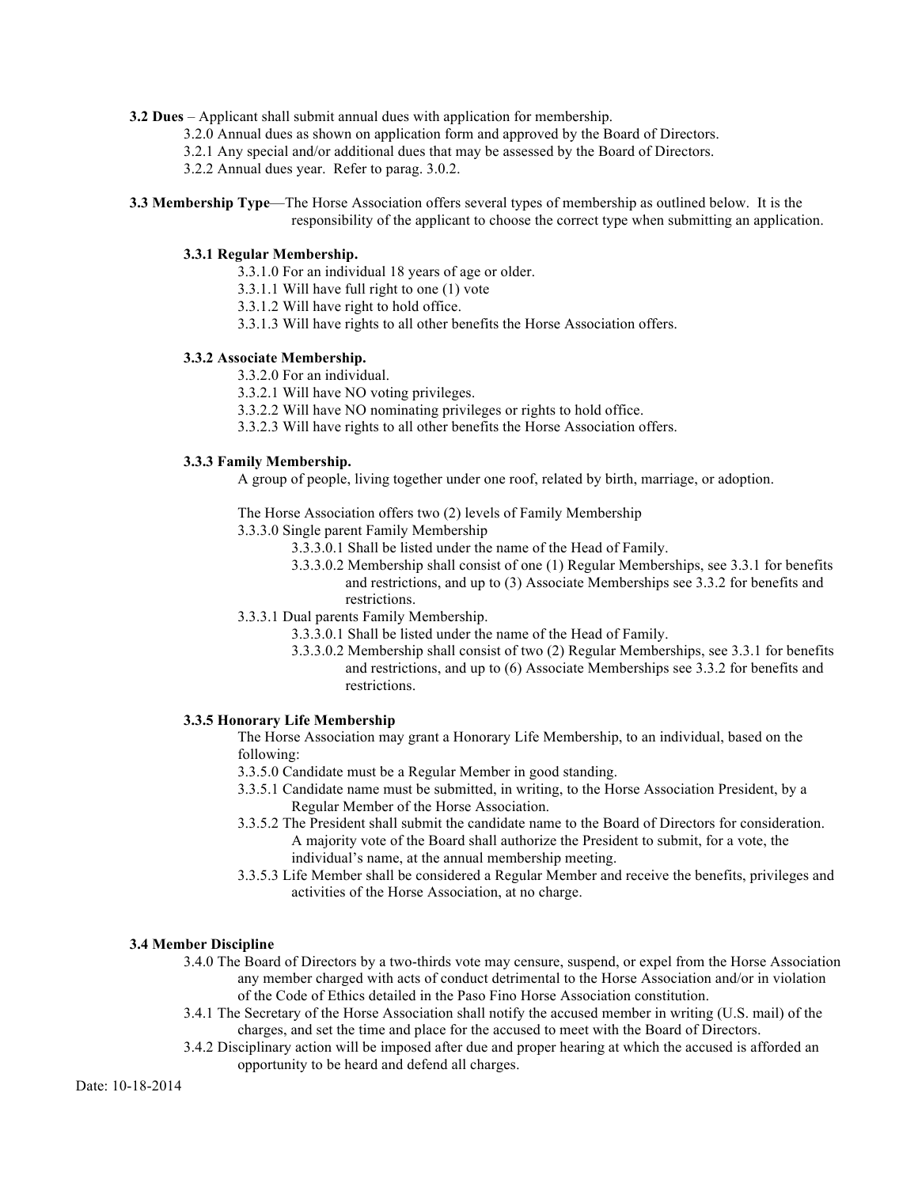**3.2 Dues** – Applicant shall submit annual dues with application for membership.

3.2.0 Annual dues as shown on application form and approved by the Board of Directors.
3.2.1 Any special and/or additional dues that may be assessed by the Board of Directors.
3.2.2 Annual dues year. Refer to parag. 3.0.2.

**3.3 Membership Type**—The Horse Association offers several types of membership as outlined below. It is the responsibility of the applicant to choose the correct type when submitting an application.

**3.3.1 Regular Membership.**

3.3.1.0 For an individual 18 years of age or older.
3.3.1.1 Will have full right to one (1) vote
3.3.1.2 Will have right to hold office.
3.3.1.3 Will have rights to all other benefits the Horse Association offers.

**3.3.2 Associate Membership.**

3.3.2.0 For an individual.
3.3.2.1 Will have NO voting privileges.
3.3.2.2 Will have NO nominating privileges or rights to hold office.
3.3.2.3 Will have rights to all other benefits the Horse Association offers.

**3.3.3 Family Membership.**

A group of people, living together under one roof, related by birth, marriage, or adoption.

The Horse Association offers two (2) levels of Family Membership

3.3.3.0 Single parent Family Membership
- 3.3.3.0.1 Shall be listed under the name of the Head of Family.
- 3.3.3.0.2 Membership shall consist of one (1) Regular Memberships, see 3.3.1 for benefits and restrictions, and up to (3) Associate Memberships see 3.3.2 for benefits and restrictions.

3.3.3.1 Dual parents Family Membership.
- 3.3.3.0.1 Shall be listed under the name of the Head of Family.
- 3.3.3.0.2 Membership shall consist of two (2) Regular Memberships, see 3.3.1 for benefits and restrictions, and up to (6) Associate Memberships see 3.3.2 for benefits and restrictions.

**3.3.5 Honorary Life Membership**

The Horse Association may grant a Honorary Life Membership, to an individual, based on the following:

3.3.5.0 Candidate must be a Regular Member in good standing.
3.3.5.1 Candidate name must be submitted, in writing, to the Horse Association President, by a Regular Member of the Horse Association.
3.3.5.2 The President shall submit the candidate name to the Board of Directors for consideration. A majority vote of the Board shall authorize the President to submit, for a vote, the individual's name, at the annual membership meeting.
3.3.5.3 Life Member shall be considered a Regular Member and receive the benefits, privileges and activities of the Horse Association, at no charge.

**3.4 Member Discipline**

3.4.0 The Board of Directors by a two-thirds vote may censure, suspend, or expel from the Horse Association any member charged with acts of conduct detrimental to the Horse Association and/or in violation of the Code of Ethics detailed in the Paso Fino Horse Association constitution.
3.4.1 The Secretary of the Horse Association shall notify the accused member in writing (U.S. mail) of the charges, and set the time and place for the accused to meet with the Board of Directors.
3.4.2 Disciplinary action will be imposed after due and proper hearing at which the accused is afforded an opportunity to be heard and defend all charges.

Date: 10-18-2014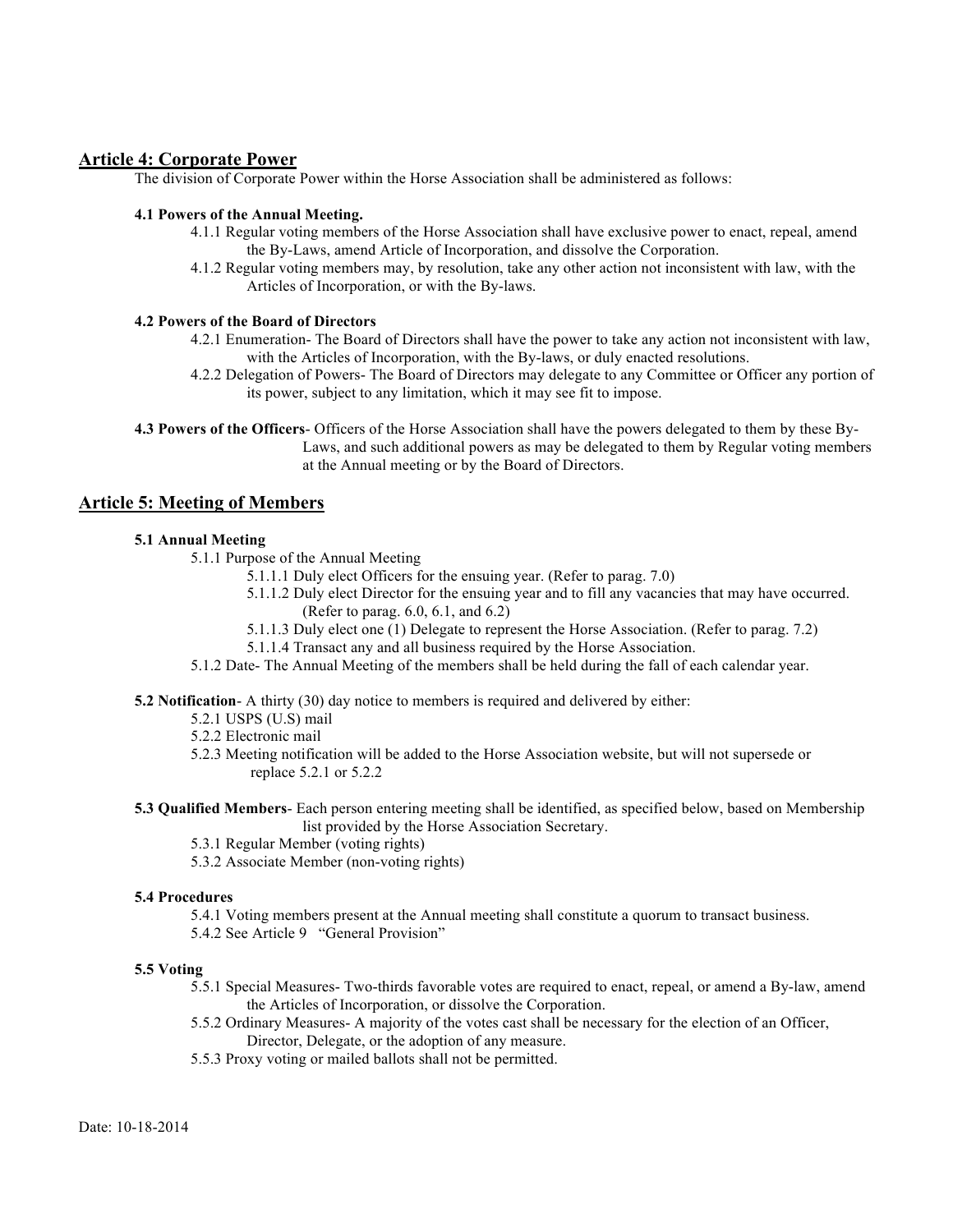## Article 4: Corporate Power

The division of Corporate Power within the Horse Association shall be administered as follows:

**4.1 Powers of the Annual Meeting.**

4.1.1 Regular voting members of the Horse Association shall have exclusive power to enact, repeal, amend the By-Laws, amend Article of Incorporation, and dissolve the Corporation.

4.1.2 Regular voting members may, by resolution, take any other action not inconsistent with law, with the Articles of Incorporation, or with the By-laws.

**4.2 Powers of the Board of Directors**

4.2.1 Enumeration- The Board of Directors shall have the power to take any action not inconsistent with law, with the Articles of Incorporation, with the By-laws, or duly enacted resolutions.

4.2.2 Delegation of Powers- The Board of Directors may delegate to any Committee or Officer any portion of its power, subject to any limitation, which it may see fit to impose.

**4.3 Powers of the Officers**- Officers of the Horse Association shall have the powers delegated to them by these By-Laws, and such additional powers as may be delegated to them by Regular voting members at the Annual meeting or by the Board of Directors.

## Article 5: Meeting of Members

**5.1 Annual Meeting**

5.1.1 Purpose of the Annual Meeting

5.1.1.1 Duly elect Officers for the ensuing year. (Refer to parag. 7.0)

5.1.1.2 Duly elect Director for the ensuing year and to fill any vacancies that may have occurred. (Refer to parag. 6.0, 6.1, and 6.2)

5.1.1.3 Duly elect one (1) Delegate to represent the Horse Association. (Refer to parag. 7.2)

5.1.1.4 Transact any and all business required by the Horse Association.

5.1.2 Date- The Annual Meeting of the members shall be held during the fall of each calendar year.

**5.2 Notification**- A thirty (30) day notice to members is required and delivered by either:

5.2.1 USPS (U.S) mail

5.2.2 Electronic mail

5.2.3 Meeting notification will be added to the Horse Association website, but will not supersede or replace 5.2.1 or 5.2.2

**5.3 Qualified Members**- Each person entering meeting shall be identified, as specified below, based on Membership list provided by the Horse Association Secretary.

5.3.1 Regular Member (voting rights)

5.3.2 Associate Member (non-voting rights)

**5.4 Procedures**

5.4.1 Voting members present at the Annual meeting shall constitute a quorum to transact business.

5.4.2 See Article 9 "General Provision"

**5.5 Voting**

5.5.1 Special Measures- Two-thirds favorable votes are required to enact, repeal, or amend a By-law, amend the Articles of Incorporation, or dissolve the Corporation.

5.5.2 Ordinary Measures- A majority of the votes cast shall be necessary for the election of an Officer, Director, Delegate, or the adoption of any measure.

5.5.3 Proxy voting or mailed ballots shall not be permitted.

Date: 10-18-2014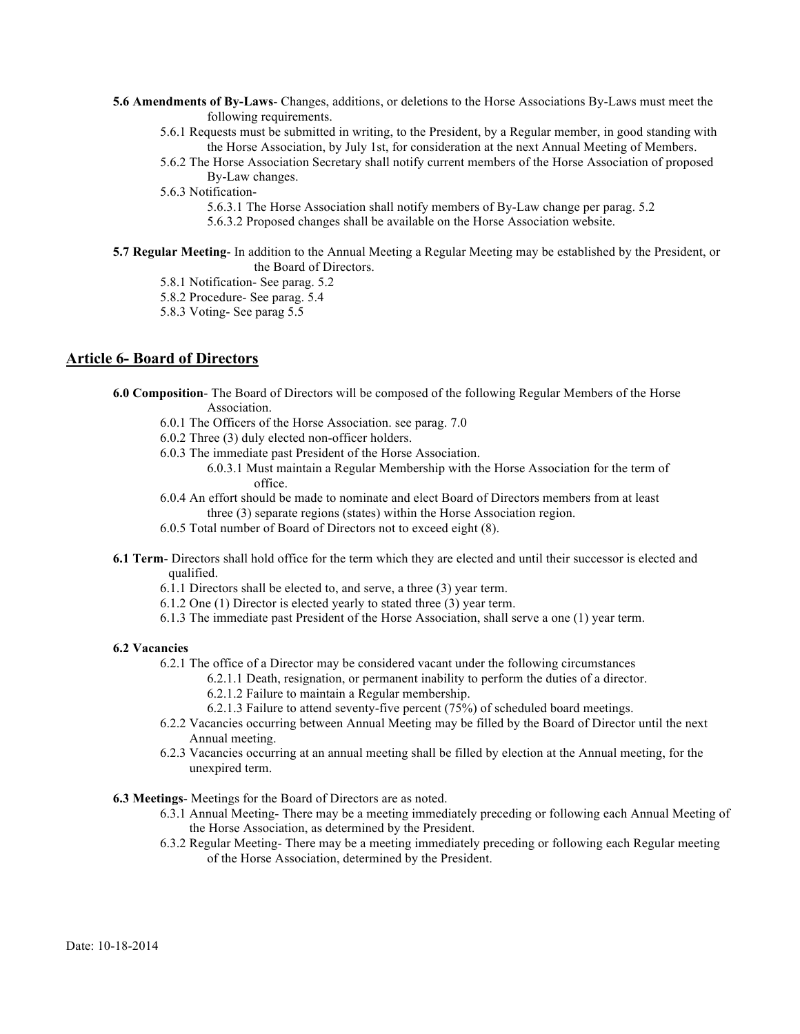**5.6 Amendments of By-Laws**- Changes, additions, or deletions to the Horse Associations By-Laws must meet the following requirements.

- 5.6.1 Requests must be submitted in writing, to the President, by a Regular member, in good standing with the Horse Association, by July 1st, for consideration at the next Annual Meeting of Members.
- 5.6.2 The Horse Association Secretary shall notify current members of the Horse Association of proposed By-Law changes.
- 5.6.3 Notification-
  - 5.6.3.1 The Horse Association shall notify members of By-Law change per parag. 5.2
  - 5.6.3.2 Proposed changes shall be available on the Horse Association website.

**5.7 Regular Meeting**- In addition to the Annual Meeting a Regular Meeting may be established by the President, or the Board of Directors.

- 5.8.1 Notification- See parag. 5.2
- 5.8.2 Procedure- See parag. 5.4
- 5.8.3 Voting- See parag 5.5

## Article 6- Board of Directors

**6.0 Composition**- The Board of Directors will be composed of the following Regular Members of the Horse Association.

- 6.0.1 The Officers of the Horse Association. see parag. 7.0
- 6.0.2 Three (3) duly elected non-officer holders.
- 6.0.3 The immediate past President of the Horse Association.
  - 6.0.3.1 Must maintain a Regular Membership with the Horse Association for the term of office.
- 6.0.4 An effort should be made to nominate and elect Board of Directors members from at least three (3) separate regions (states) within the Horse Association region.
- 6.0.5 Total number of Board of Directors not to exceed eight (8).

**6.1 Term**- Directors shall hold office for the term which they are elected and until their successor is elected and qualified.

- 6.1.1 Directors shall be elected to, and serve, a three (3) year term.
- 6.1.2 One (1) Director is elected yearly to stated three (3) year term.
- 6.1.3 The immediate past President of the Horse Association, shall serve a one (1) year term.

**6.2 Vacancies**

- 6.2.1 The office of a Director may be considered vacant under the following circumstances
  - 6.2.1.1 Death, resignation, or permanent inability to perform the duties of a director.
  - 6.2.1.2 Failure to maintain a Regular membership.
  - 6.2.1.3 Failure to attend seventy-five percent (75%) of scheduled board meetings.
- 6.2.2 Vacancies occurring between Annual Meeting may be filled by the Board of Director until the next Annual meeting.
- 6.2.3 Vacancies occurring at an annual meeting shall be filled by election at the Annual meeting, for the unexpired term.

**6.3 Meetings**- Meetings for the Board of Directors are as noted.

- 6.3.1 Annual Meeting- There may be a meeting immediately preceding or following each Annual Meeting of the Horse Association, as determined by the President.
- 6.3.2 Regular Meeting- There may be a meeting immediately preceding or following each Regular meeting of the Horse Association, determined by the President.

Date: 10-18-2014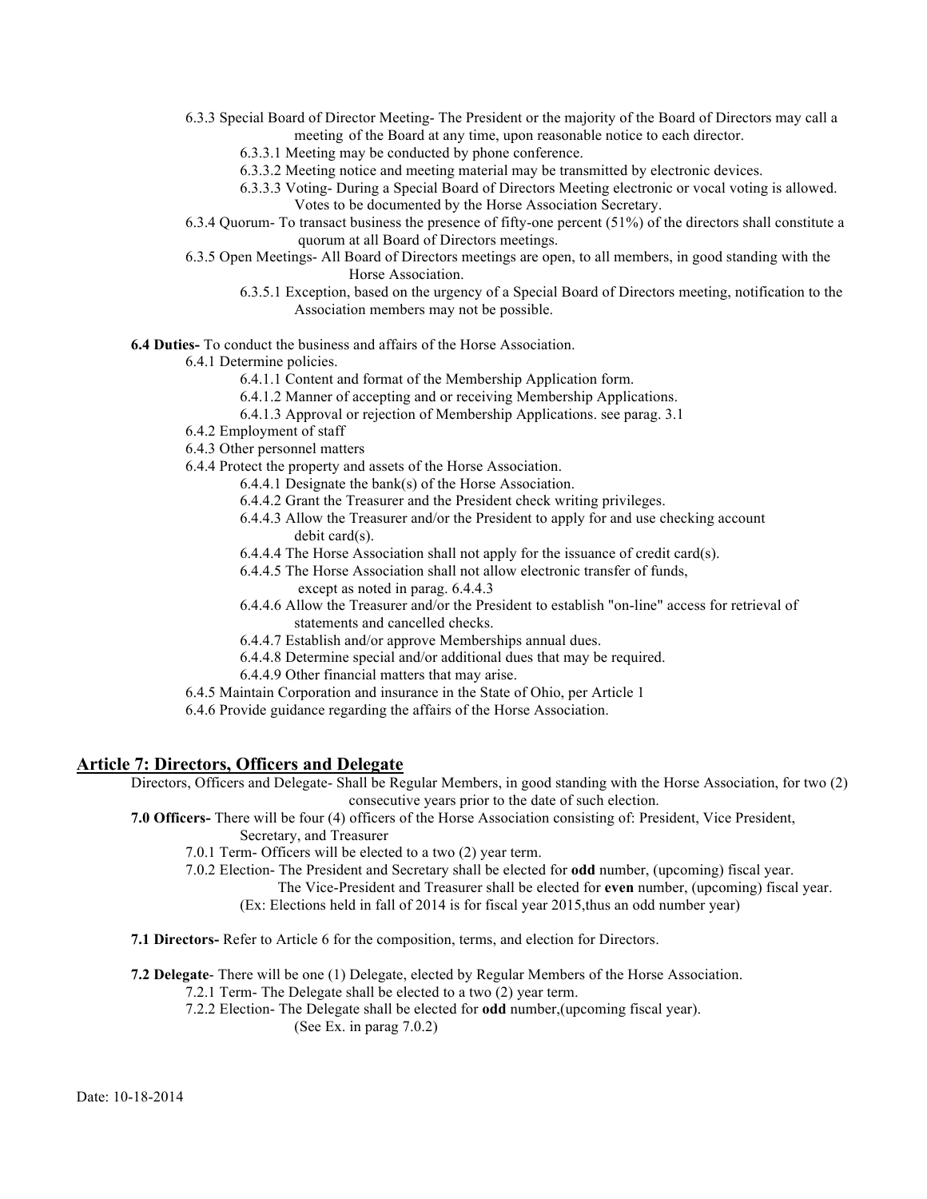- 6.3.3 Special Board of Director Meeting- The President or the majority of the Board of Directors may call a meeting of the Board at any time, upon reasonable notice to each director.
    - 6.3.3.1 Meeting may be conducted by phone conference.
    - 6.3.3.2 Meeting notice and meeting material may be transmitted by electronic devices.
    - 6.3.3.3 Voting- During a Special Board of Directors Meeting electronic or vocal voting is allowed. Votes to be documented by the Horse Association Secretary.
- 6.3.4 Quorum- To transact business the presence of fifty-one percent (51%) of the directors shall constitute a quorum at all Board of Directors meetings.
- 6.3.5 Open Meetings- All Board of Directors meetings are open, to all members, in good standing with the Horse Association.
    - 6.3.5.1 Exception, based on the urgency of a Special Board of Directors meeting, notification to the Association members may not be possible.

**6.4 Duties-** To conduct the business and affairs of the Horse Association.

- 6.4.1 Determine policies.
    - 6.4.1.1 Content and format of the Membership Application form.
    - 6.4.1.2 Manner of accepting and or receiving Membership Applications.
    - 6.4.1.3 Approval or rejection of Membership Applications. see parag. 3.1
- 6.4.2 Employment of staff
- 6.4.3 Other personnel matters
- 6.4.4 Protect the property and assets of the Horse Association.
    - 6.4.4.1 Designate the bank(s) of the Horse Association.
    - 6.4.4.2 Grant the Treasurer and the President check writing privileges.
    - 6.4.4.3 Allow the Treasurer and/or the President to apply for and use checking account debit card(s).
    - 6.4.4.4 The Horse Association shall not apply for the issuance of credit card(s).
    - 6.4.4.5 The Horse Association shall not allow electronic transfer of funds, except as noted in parag. 6.4.4.3
    - 6.4.4.6 Allow the Treasurer and/or the President to establish "on-line" access for retrieval of statements and cancelled checks.
    - 6.4.4.7 Establish and/or approve Memberships annual dues.
    - 6.4.4.8 Determine special and/or additional dues that may be required.
    - 6.4.4.9 Other financial matters that may arise.
- 6.4.5 Maintain Corporation and insurance in the State of Ohio, per Article 1
- 6.4.6 Provide guidance regarding the affairs of the Horse Association.

## Article 7: Directors, Officers and Delegate

Directors, Officers and Delegate- Shall be Regular Members, in good standing with the Horse Association, for two (2) consecutive years prior to the date of such election.

**7.0 Officers-** There will be four (4) officers of the Horse Association consisting of: President, Vice President, Secretary, and Treasurer

- 7.0.1 Term- Officers will be elected to a two (2) year term.
- 7.0.2 Election- The President and Secretary shall be elected for **odd** number, (upcoming) fiscal year.
  The Vice-President and Treasurer shall be elected for **even** number, (upcoming) fiscal year.
  (Ex: Elections held in fall of 2014 is for fiscal year 2015,thus an odd number year)

**7.1 Directors-** Refer to Article 6 for the composition, terms, and election for Directors.

**7.2 Delegate**- There will be one (1) Delegate, elected by Regular Members of the Horse Association.

- 7.2.1 Term- The Delegate shall be elected to a two (2) year term.
- 7.2.2 Election- The Delegate shall be elected for **odd** number,(upcoming fiscal year).
  (See Ex. in parag 7.0.2)

Date: 10-18-2014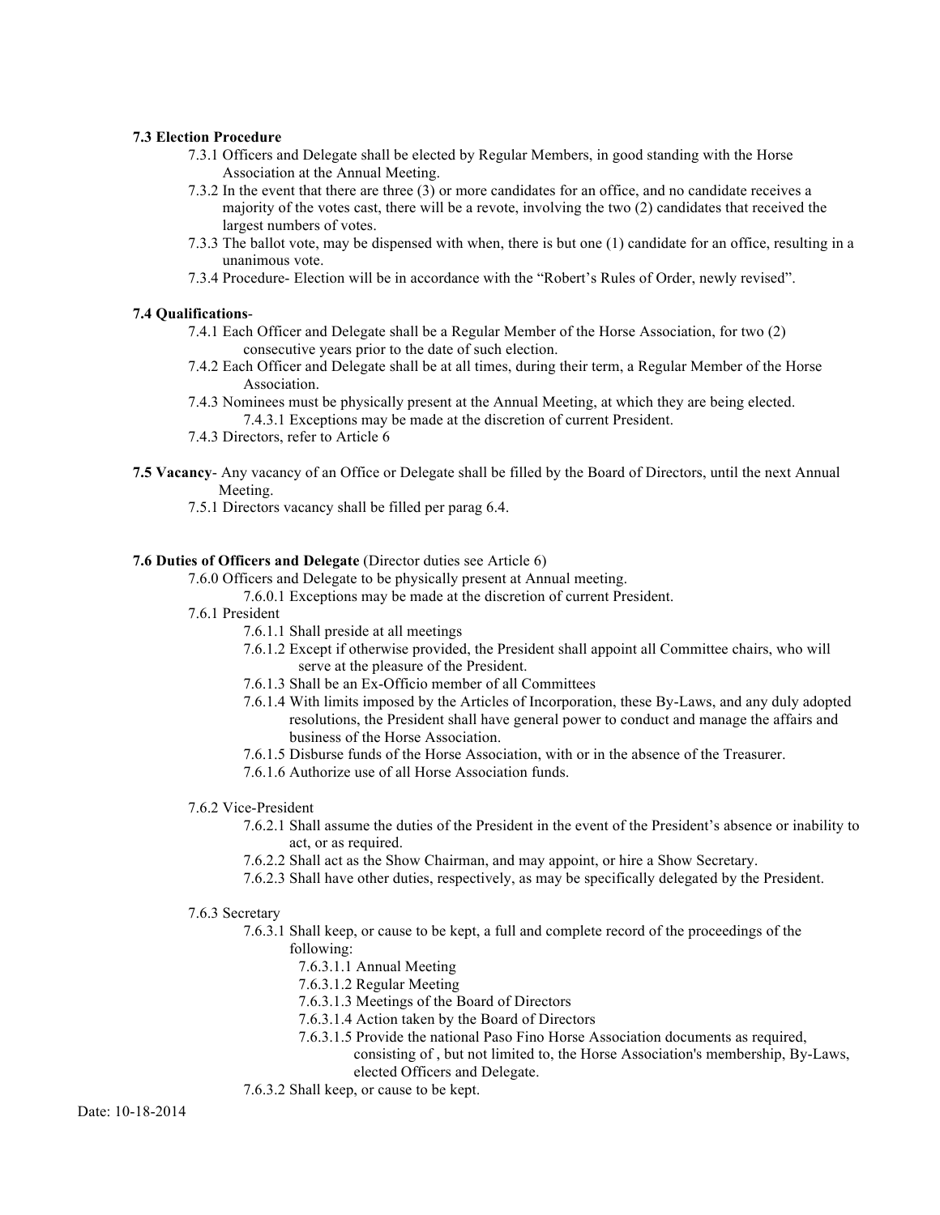**7.3 Election Procedure**

- 7.3.1 Officers and Delegate shall be elected by Regular Members, in good standing with the Horse Association at the Annual Meeting.
- 7.3.2 In the event that there are three (3) or more candidates for an office, and no candidate receives a majority of the votes cast, there will be a revote, involving the two (2) candidates that received the largest numbers of votes.
- 7.3.3 The ballot vote, may be dispensed with when, there is but one (1) candidate for an office, resulting in a unanimous vote.
- 7.3.4 Procedure- Election will be in accordance with the "Robert's Rules of Order, newly revised".

**7.4 Qualifications**-

- 7.4.1 Each Officer and Delegate shall be a Regular Member of the Horse Association, for two (2) consecutive years prior to the date of such election.
- 7.4.2 Each Officer and Delegate shall be at all times, during their term, a Regular Member of the Horse Association.
- 7.4.3 Nominees must be physically present at the Annual Meeting, at which they are being elected.
  - 7.4.3.1 Exceptions may be made at the discretion of current President.
- 7.4.3 Directors, refer to Article 6

**7.5 Vacancy**- Any vacancy of an Office or Delegate shall be filled by the Board of Directors, until the next Annual Meeting.

- 7.5.1 Directors vacancy shall be filled per parag 6.4.

**7.6 Duties of Officers and Delegate** (Director duties see Article 6)

- 7.6.0 Officers and Delegate to be physically present at Annual meeting.
  - 7.6.0.1 Exceptions may be made at the discretion of current President.
- 7.6.1 President
  - 7.6.1.1 Shall preside at all meetings
  - 7.6.1.2 Except if otherwise provided, the President shall appoint all Committee chairs, who will serve at the pleasure of the President.
  - 7.6.1.3 Shall be an Ex-Officio member of all Committees
  - 7.6.1.4 With limits imposed by the Articles of Incorporation, these By-Laws, and any duly adopted resolutions, the President shall have general power to conduct and manage the affairs and business of the Horse Association.
  - 7.6.1.5 Disburse funds of the Horse Association, with or in the absence of the Treasurer.
  - 7.6.1.6 Authorize use of all Horse Association funds.

- 7.6.2 Vice-President
  - 7.6.2.1 Shall assume the duties of the President in the event of the President's absence or inability to act, or as required.
  - 7.6.2.2 Shall act as the Show Chairman, and may appoint, or hire a Show Secretary.
  - 7.6.2.3 Shall have other duties, respectively, as may be specifically delegated by the President.

- 7.6.3 Secretary
  - 7.6.3.1 Shall keep, or cause to be kept, a full and complete record of the proceedings of the following:
    - 7.6.3.1.1 Annual Meeting
    - 7.6.3.1.2 Regular Meeting
    - 7.6.3.1.3 Meetings of the Board of Directors
    - 7.6.3.1.4 Action taken by the Board of Directors
    - 7.6.3.1.5 Provide the national Paso Fino Horse Association documents as required, consisting of , but not limited to, the Horse Association's membership, By-Laws, elected Officers and Delegate.
  - 7.6.3.2 Shall keep, or cause to be kept.

Date: 10-18-2014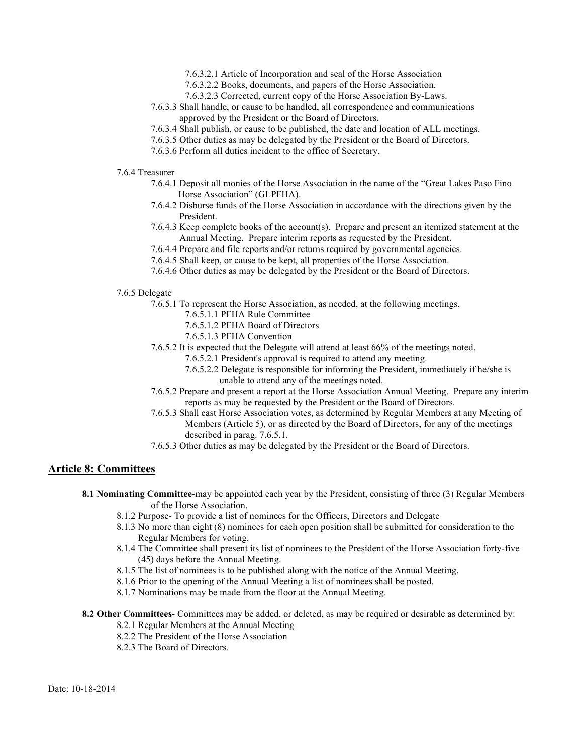7.6.3.2.1 Article of Incorporation and seal of the Horse Association

7.6.3.2.2 Books, documents, and papers of the Horse Association.

7.6.3.2.3 Corrected, current copy of the Horse Association By-Laws.

7.6.3.3 Shall handle, or cause to be handled, all correspondence and communications approved by the President or the Board of Directors.

7.6.3.4 Shall publish, or cause to be published, the date and location of ALL meetings.

7.6.3.5 Other duties as may be delegated by the President or the Board of Directors.

7.6.3.6 Perform all duties incident to the office of Secretary.

7.6.4 Treasurer

7.6.4.1 Deposit all monies of the Horse Association in the name of the "Great Lakes Paso Fino Horse Association" (GLPFHA).

7.6.4.2 Disburse funds of the Horse Association in accordance with the directions given by the President.

7.6.4.3 Keep complete books of the account(s). Prepare and present an itemized statement at the Annual Meeting. Prepare interim reports as requested by the President.

7.6.4.4 Prepare and file reports and/or returns required by governmental agencies.

7.6.4.5 Shall keep, or cause to be kept, all properties of the Horse Association.

7.6.4.6 Other duties as may be delegated by the President or the Board of Directors.

7.6.5 Delegate

7.6.5.1 To represent the Horse Association, as needed, at the following meetings.

7.6.5.1.1 PFHA Rule Committee

7.6.5.1.2 PFHA Board of Directors

7.6.5.1.3 PFHA Convention

7.6.5.2 It is expected that the Delegate will attend at least 66% of the meetings noted.

7.6.5.2.1 President's approval is required to attend any meeting.

7.6.5.2.2 Delegate is responsible for informing the President, immediately if he/she is unable to attend any of the meetings noted.

7.6.5.2 Prepare and present a report at the Horse Association Annual Meeting. Prepare any interim reports as may be requested by the President or the Board of Directors.

7.6.5.3 Shall cast Horse Association votes, as determined by Regular Members at any Meeting of Members (Article 5), or as directed by the Board of Directors, for any of the meetings described in parag. 7.6.5.1.

7.6.5.3 Other duties as may be delegated by the President or the Board of Directors.

## Article 8: Committees

**8.1 Nominating Committee**-may be appointed each year by the President, consisting of three (3) Regular Members of the Horse Association.

8.1.2 Purpose- To provide a list of nominees for the Officers, Directors and Delegate

8.1.3 No more than eight (8) nominees for each open position shall be submitted for consideration to the Regular Members for voting.

8.1.4 The Committee shall present its list of nominees to the President of the Horse Association forty-five (45) days before the Annual Meeting.

8.1.5 The list of nominees is to be published along with the notice of the Annual Meeting.

8.1.6 Prior to the opening of the Annual Meeting a list of nominees shall be posted.

8.1.7 Nominations may be made from the floor at the Annual Meeting.

**8.2 Other Committees**- Committees may be added, or deleted, as may be required or desirable as determined by:

8.2.1 Regular Members at the Annual Meeting

8.2.2 The President of the Horse Association

8.2.3 The Board of Directors.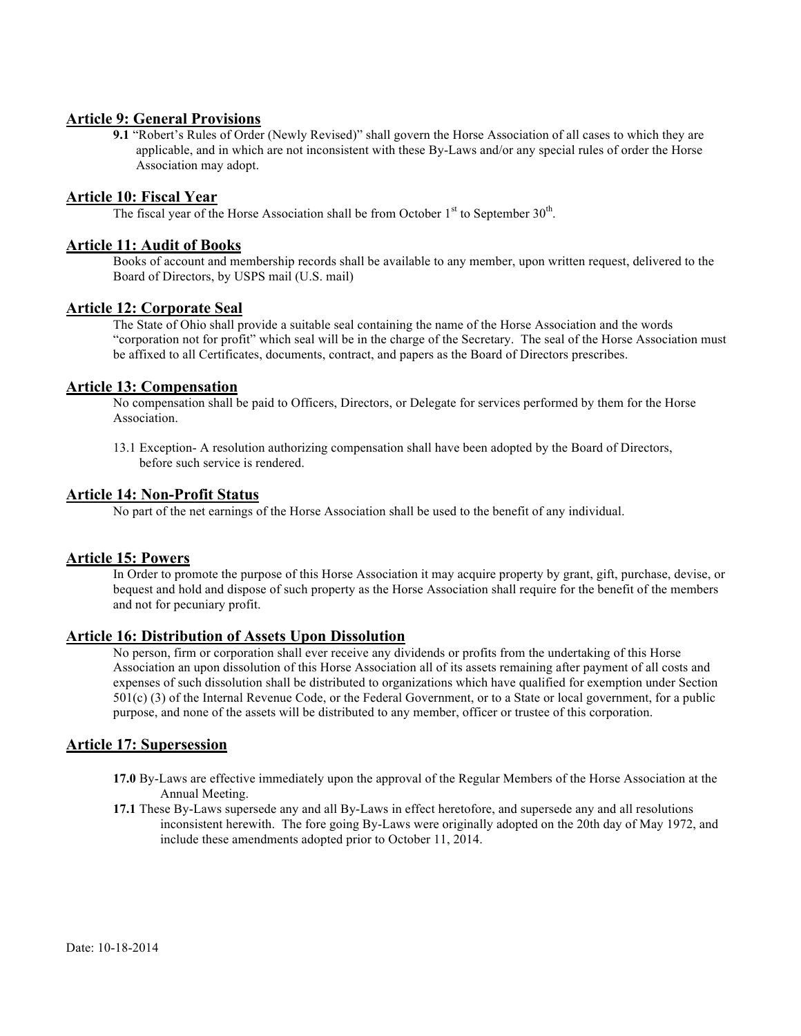## Article 9: General Provisions

**9.1** "Robert's Rules of Order (Newly Revised)" shall govern the Horse Association of all cases to which they are applicable, and in which are not inconsistent with these By-Laws and/or any special rules of order the Horse Association may adopt.

## Article 10: Fiscal Year

The fiscal year of the Horse Association shall be from October 1st to September 30th.

## Article 11: Audit of Books

Books of account and membership records shall be available to any member, upon written request, delivered to the Board of Directors, by USPS mail (U.S. mail)

## Article 12: Corporate Seal

The State of Ohio shall provide a suitable seal containing the name of the Horse Association and the words "corporation not for profit" which seal will be in the charge of the Secretary. The seal of the Horse Association must be affixed to all Certificates, documents, contract, and papers as the Board of Directors prescribes.

## Article 13: Compensation

No compensation shall be paid to Officers, Directors, or Delegate for services performed by them for the Horse Association.

13.1 Exception- A resolution authorizing compensation shall have been adopted by the Board of Directors, before such service is rendered.

## Article 14: Non-Profit Status

No part of the net earnings of the Horse Association shall be used to the benefit of any individual.

## Article 15: Powers

In Order to promote the purpose of this Horse Association it may acquire property by grant, gift, purchase, devise, or bequest and hold and dispose of such property as the Horse Association shall require for the benefit of the members and not for pecuniary profit.

## Article 16: Distribution of Assets Upon Dissolution

No person, firm or corporation shall ever receive any dividends or profits from the undertaking of this Horse Association an upon dissolution of this Horse Association all of its assets remaining after payment of all costs and expenses of such dissolution shall be distributed to organizations which have qualified for exemption under Section 501(c) (3) of the Internal Revenue Code, or the Federal Government, or to a State or local government, for a public purpose, and none of the assets will be distributed to any member, officer or trustee of this corporation.

## Article 17: Supersession

**17.0** By-Laws are effective immediately upon the approval of the Regular Members of the Horse Association at the Annual Meeting.

**17.1** These By-Laws supersede any and all By-Laws in effect heretofore, and supersede any and all resolutions inconsistent herewith. The fore going By-Laws were originally adopted on the 20th day of May 1972, and include these amendments adopted prior to October 11, 2014.

Date: 10-18-2014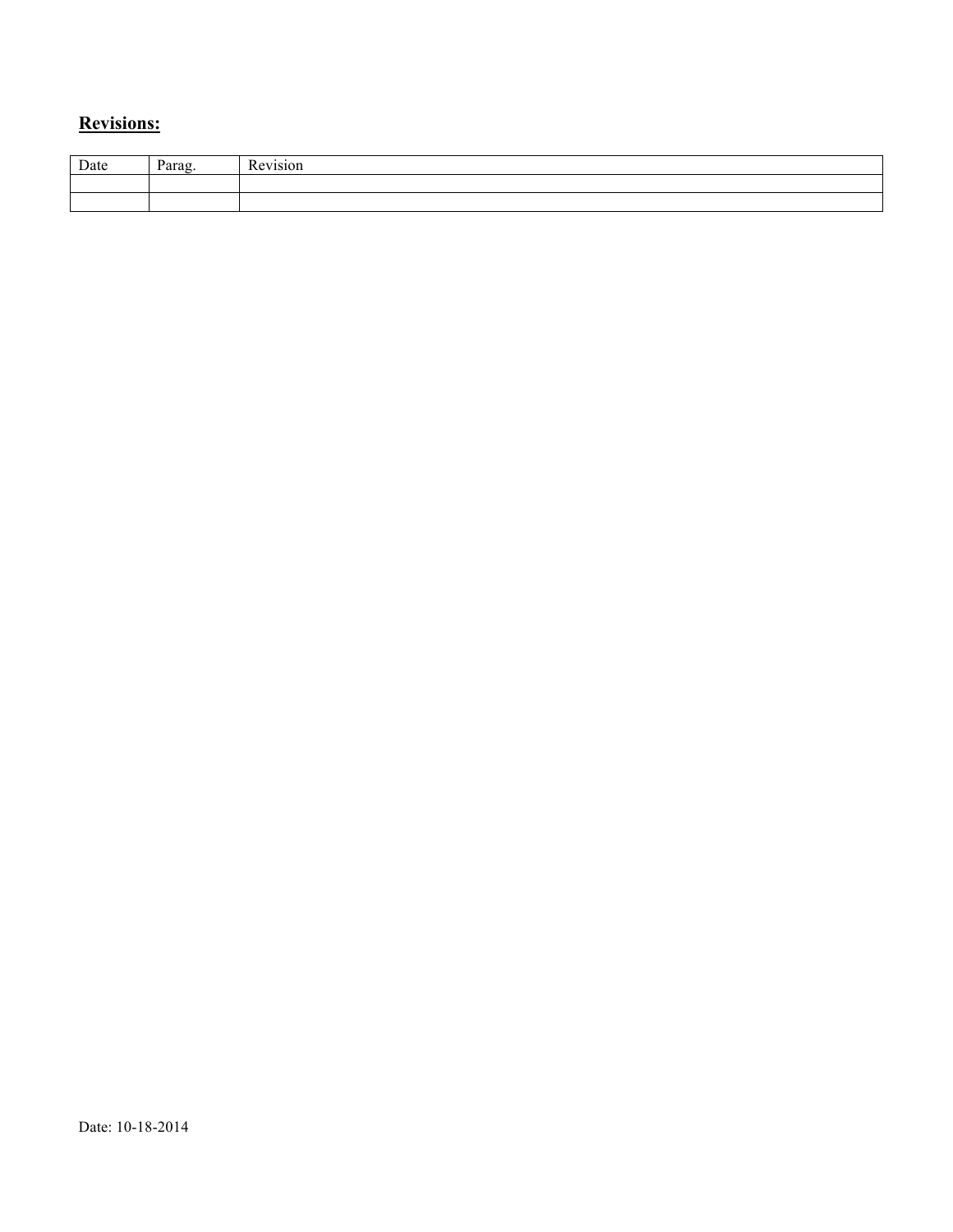## Revisions:

| Date | Parag. | Revision |
|---|---|---|
| | | |
| | | |

Date: 10-18-2014